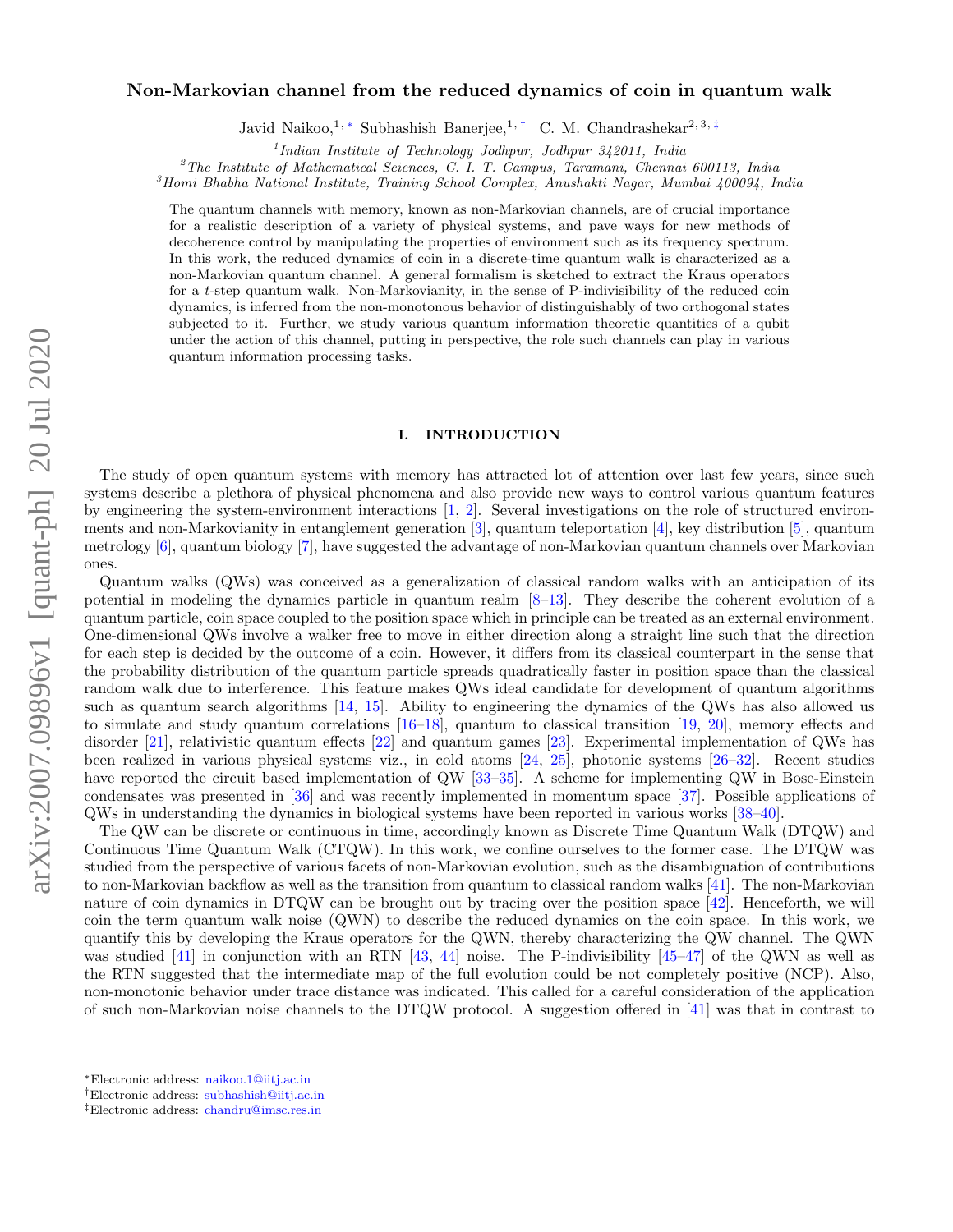# Non-Markovian channel from the reduced dynamics of coin in quantum walk

Javid Naikoo,[1,*] Subhashish Banerjee,[1,†] C. M. Chandrashekar[2,3,‡]

[1] *Indian Institute of Technology Jodhpur, Jodhpur 342011, India*
[2] *The Institute of Mathematical Sciences, C. I. T. Campus, Taramani, Chennai 600113, India*
[3] *Homi Bhabha National Institute, Training School Complex, Anushakti Nagar, Mumbai 400094, India*

The quantum channels with memory, known as non-Markovian channels, are of crucial importance for a realistic description of a variety of physical systems, and pave ways for new methods of decoherence control by manipulating the properties of environment such as its frequency spectrum. In this work, the reduced dynamics of coin in a discrete-time quantum walk is characterized as a non-Markovian quantum channel. A general formalism is sketched to extract the Kraus operators for a $t$-step quantum walk. Non-Markovianity, in the sense of P-indivisibility of the reduced coin dynamics, is inferred from the non-monotonous behavior of distinguishably of two orthogonal states subjected to it. Further, we study various quantum information theoretic quantities of a qubit under the action of this channel, putting in perspective, the role such channels can play in various quantum information processing tasks.

## I. INTRODUCTION

The study of open quantum systems with memory has attracted lot of attention over last few years, since such systems describe a plethora of physical phenomena and also provide new ways to control various quantum features by engineering the system-environment interactions [1, 2]. Several investigations on the role of structured environments and non-Markovianity in entanglement generation [3], quantum teleportation [4], key distribution [5], quantum metrology [6], quantum biology [7], have suggested the advantage of non-Markovian quantum channels over Markovian ones.

Quantum walks (QWs) was conceived as a generalization of classical random walks with an anticipation of its potential in modeling the dynamics particle in quantum realm [8–13]. They describe the coherent evolution of a quantum particle, coin space coupled to the position space which in principle can be treated as an external environment. One-dimensional QWs involve a walker free to move in either direction along a straight line such that the direction for each step is decided by the outcome of a coin. However, it differs from its classical counterpart in the sense that the probability distribution of the quantum particle spreads quadratically faster in position space than the classical random walk due to interference. This feature makes QWs ideal candidate for development of quantum algorithms such as quantum search algorithms [14, 15]. Ability to engineering the dynamics of the QWs has also allowed us to simulate and study quantum correlations [16–18], quantum to classical transition [19, 20], memory effects and disorder [21], relativistic quantum effects [22] and quantum games [23]. Experimental implementation of QWs has been realized in various physical systems viz., in cold atoms [24, 25], photonic systems [26–32]. Recent studies have reported the circuit based implementation of QW [33–35]. A scheme for implementing QW in Bose-Einstein condensates was presented in [36] and was recently implemented in momentum space [37]. Possible applications of QWs in understanding the dynamics in biological systems have been reported in various works [38–40].

The QW can be discrete or continuous in time, accordingly known as Discrete Time Quantum Walk (DTQW) and Continuous Time Quantum Walk (CTQW). In this work, we confine ourselves to the former case. The DTQW was studied from the perspective of various facets of non-Markovian evolution, such as the disambiguation of contributions to non-Markovian backflow as well as the transition from quantum to classical random walks [41]. The non-Markovian nature of coin dynamics in DTQW can be brought out by tracing over the position space [42]. Henceforth, we will coin the term quantum walk noise (QWN) to describe the reduced dynamics on the coin space. In this work, we quantify this by developing the Kraus operators for the QWN, thereby characterizing the QW channel. The QWN was studied [41] in conjunction with an RTN [43, 44] noise. The P-indivisibility [45–47] of the QWN as well as the RTN suggested that the intermediate map of the full evolution could be not completely positive (NCP). Also, non-monotonic behavior under trace distance was indicated. This called for a careful consideration of the application of such non-Markovian noise channels to the DTQW protocol. A suggestion offered in [41] was that in contrast to

*Electronic address: naikoo.1@iitj.ac.in
†Electronic address: subhashish@iitj.ac.in
‡Electronic address: chandru@imsc.res.in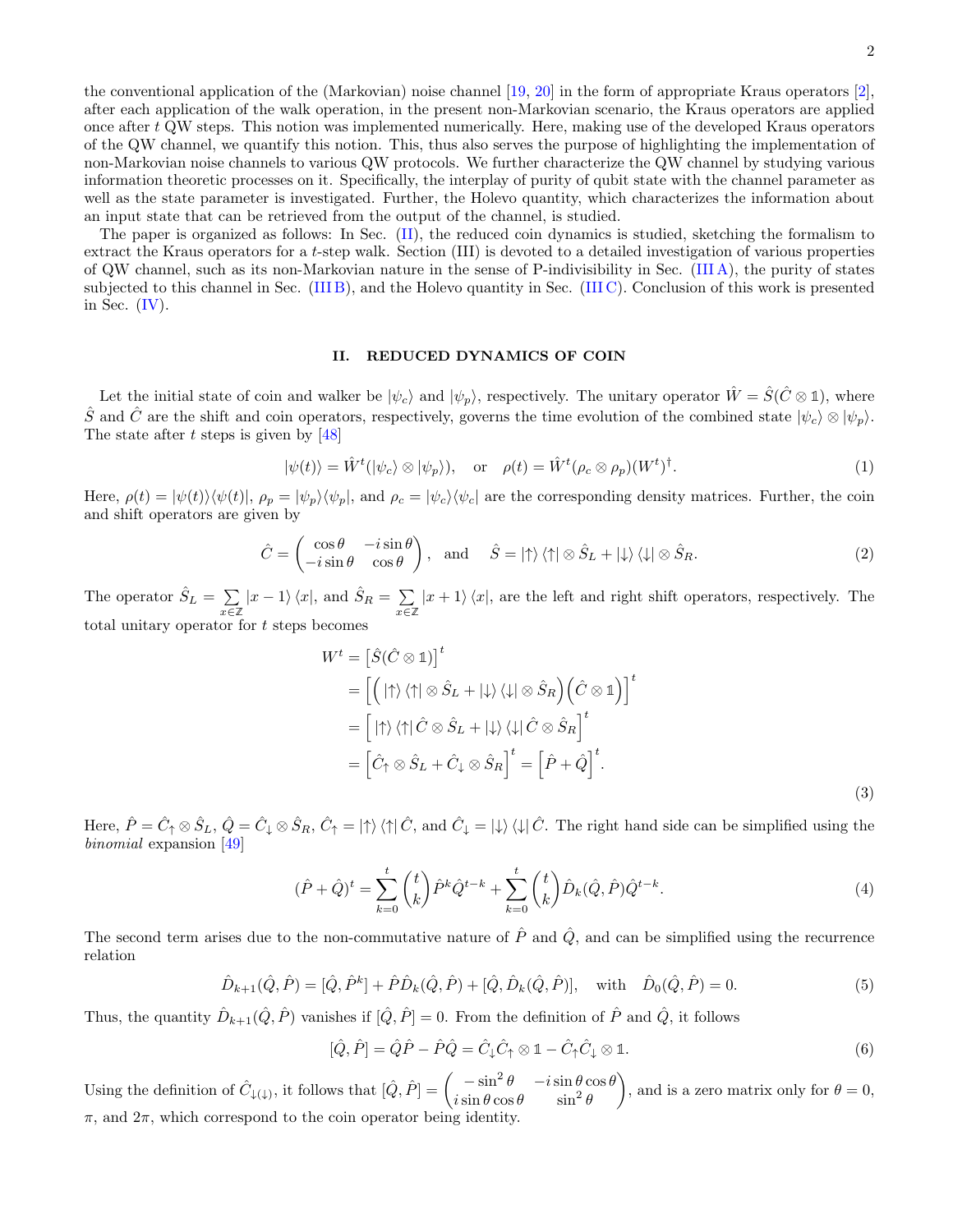the conventional application of the (Markovian) noise channel [19, 20] in the form of appropriate Kraus operators [2], after each application of the walk operation, in the present non-Markovian scenario, the Kraus operators are applied once after $t$ QW steps. This notion was implemented numerically. Here, making use of the developed Kraus operators of the QW channel, we quantify this notion. This, thus also serves the purpose of highlighting the implementation of non-Markovian noise channels to various QW protocols. We further characterize the QW channel by studying various information theoretic processes on it. Specifically, the interplay of purity of qubit state with the channel parameter as well as the state parameter is investigated. Further, the Holevo quantity, which characterizes the information about an input state that can be retrieved from the output of the channel, is studied.

The paper is organized as follows: In Sec. (II), the reduced coin dynamics is studied, sketching the formalism to extract the Kraus operators for a $t$-step walk. Section (III) is devoted to a detailed investigation of various properties of QW channel, such as its non-Markovian nature in the sense of P-indivisibility in Sec. (III A), the purity of states subjected to this channel in Sec. (III B), and the Holevo quantity in Sec. (III C). Conclusion of this work is presented in Sec. (IV).

## II. REDUCED DYNAMICS OF COIN

Let the initial state of coin and walker be $|\psi_c\rangle$ and $|\psi_p\rangle$, respectively. The unitary operator $\hat{W} = \hat{S}(\hat{C} \otimes \mathbb{1})$, where $\hat{S}$ and $\hat{C}$ are the shift and coin operators, respectively, governs the time evolution of the combined state $|\psi_c\rangle \otimes |\psi_p\rangle$. The state after $t$ steps is given by [48]

$$|\psi(t)\rangle = \hat{W}^t(|\psi_c\rangle \otimes |\psi_p\rangle), \quad \text{or} \quad \rho(t) = \hat{W}^t(\rho_c \otimes \rho_p)(W^t)^\dagger. \tag{1}$$

Here, $\rho(t) = |\psi(t)\rangle\langle\psi(t)|$, $\rho_p = |\psi_p\rangle\langle\psi_p|$, and $\rho_c = |\psi_c\rangle\langle\psi_c|$ are the corresponding density matrices. Further, the coin and shift operators are given by

$$\hat{C} = \begin{pmatrix} \cos\theta & -i\sin\theta \\ -i\sin\theta & \cos\theta \end{pmatrix}, \quad \text{and} \quad \hat{S} = |\uparrow\rangle\langle\uparrow| \otimes \hat{S}_L + |\downarrow\rangle\langle\downarrow| \otimes \hat{S}_R. \tag{2}$$

The operator $\hat{S}_L = \sum_{x\in\mathbb{Z}} |x-1\rangle\langle x|$, and $\hat{S}_R = \sum_{x\in\mathbb{Z}} |x+1\rangle\langle x|$, are the left and right shift operators, respectively. The total unitary operator for $t$ steps becomes

$$\begin{aligned} W^t &= \left[\hat{S}(\hat{C}\otimes\mathbb{1})\right]^t \\ &= \left[\Big(|\uparrow\rangle\langle\uparrow| \otimes \hat{S}_L + |\downarrow\rangle\langle\downarrow| \otimes \hat{S}_R\Big)\Big(\hat{C}\otimes\mathbb{1}\Big)\right]^t \\ &= \Big[|\uparrow\rangle\langle\uparrow|\hat{C} \otimes \hat{S}_L + |\downarrow\rangle\langle\downarrow|\hat{C} \otimes \hat{S}_R\Big]^t \\ &= \Big[\hat{C}_\uparrow \otimes \hat{S}_L + \hat{C}_\downarrow \otimes \hat{S}_R\Big]^t = \Big[\hat{P} + \hat{Q}\Big]^t. \end{aligned} \tag{3}$$

Here, $\hat{P} = \hat{C}_\uparrow \otimes \hat{S}_L$, $\hat{Q} = \hat{C}_\downarrow \otimes \hat{S}_R$, $\hat{C}_\uparrow = |\uparrow\rangle\langle\uparrow|\hat{C}$, and $\hat{C}_\downarrow = |\downarrow\rangle\langle\downarrow|\hat{C}$. The right hand side can be simplified using the *binomial* expansion [49]

$$(\hat{P}+\hat{Q})^t = \sum_{k=0}^{t}\binom{t}{k}\hat{P}^k\hat{Q}^{t-k} + \sum_{k=0}^{t}\binom{t}{k}\hat{D}_k(\hat{Q},\hat{P})\hat{Q}^{t-k}. \tag{4}$$

The second term arises due to the non-commutative nature of $\hat{P}$ and $\hat{Q}$, and can be simplified using the recurrence relation

$$\hat{D}_{k+1}(\hat{Q},\hat{P}) = [\hat{Q},\hat{P}^k] + \hat{P}\hat{D}_k(\hat{Q},\hat{P}) + [\hat{Q},\hat{D}_k(\hat{Q},\hat{P})], \quad \text{with} \quad \hat{D}_0(\hat{Q},\hat{P}) = 0. \tag{5}$$

Thus, the quantity $\hat{D}_{k+1}(\hat{Q},\hat{P})$ vanishes if $[\hat{Q},\hat{P}] = 0$. From the definition of $\hat{P}$ and $\hat{Q}$, it follows

$$[\hat{Q},\hat{P}] = \hat{Q}\hat{P} - \hat{P}\hat{Q} = \hat{C}_\downarrow\hat{C}_\uparrow \otimes \mathbb{1} - \hat{C}_\uparrow\hat{C}_\downarrow \otimes \mathbb{1}. \tag{6}$$

Using the definition of $\hat{C}_{\downarrow(\downarrow)}$, it follows that $[\hat{Q},\hat{P}] = \begin{pmatrix} -\sin^2\theta & -i\sin\theta\cos\theta \\ i\sin\theta\cos\theta & \sin^2\theta \end{pmatrix}$, and is a zero matrix only for $\theta = 0$, $\pi$, and $2\pi$, which correspond to the coin operator being identity.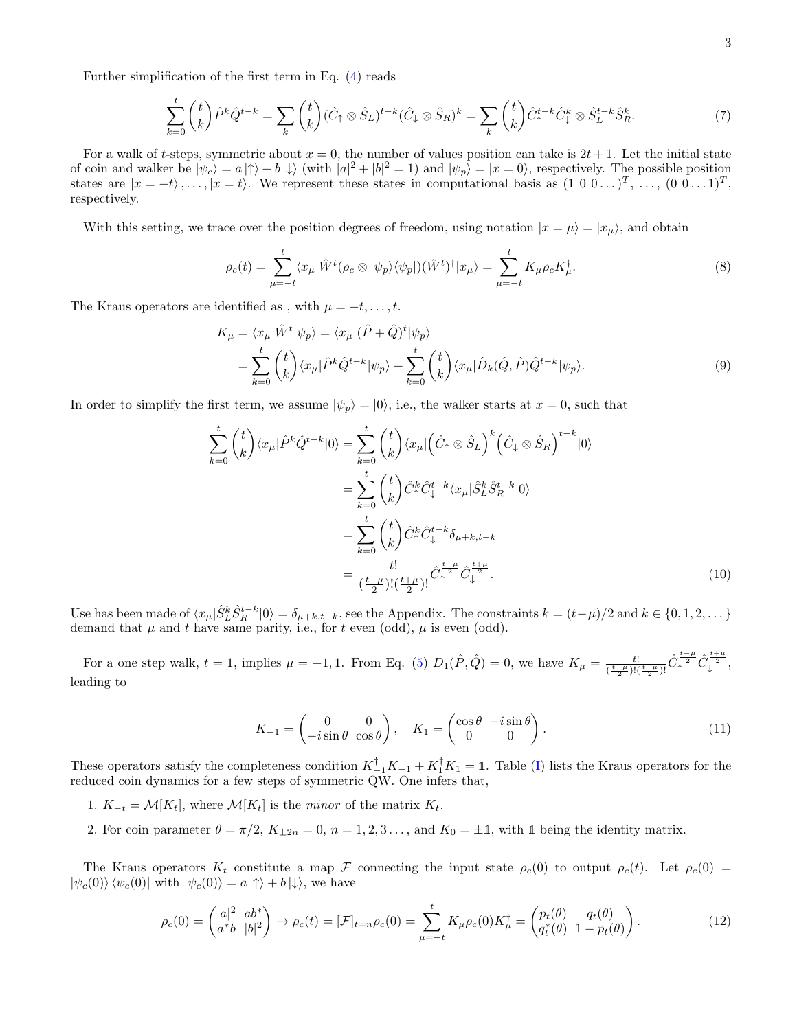Further simplification of the first term in Eq. (4) reads

$$\sum_{k=0}^{t} \binom{t}{k} \hat{P}^k \hat{Q}^{t-k} = \sum_k \binom{t}{k} (\hat{C}_\uparrow \otimes \hat{S}_L)^{t-k} (\hat{C}_\downarrow \otimes \hat{S}_R)^k = \sum_k \binom{t}{k} \hat{C}_\uparrow^{t-k} \hat{C}_\downarrow^k \otimes \hat{S}_L^{t-k} \hat{S}_R^k. \tag{7}$$

For a walk of $t$-steps, symmetric about $x = 0$, the number of values position can take is $2t+1$. Let the initial state of coin and walker be $|\psi_c\rangle = a\,|\uparrow\rangle + b\,|\downarrow\rangle$ (with $|a|^2 + |b|^2 = 1$) and $|\psi_p\rangle = |x = 0\rangle$, respectively. The possible position states are $|x = -t\rangle, \dots, |x = t\rangle$. We represent these states in computational basis as $(1\ 0\ 0\dots)^T$, $\dots$, $(0\ 0 \dots 1)^T$, respectively.

With this setting, we trace over the position degrees of freedom, using notation $|x = \mu\rangle = |x_\mu\rangle$, and obtain

$$\rho_c(t) = \sum_{\mu=-t}^{t} \langle x_\mu | \hat{W}^t (\rho_c \otimes |\psi_p\rangle\langle\psi_p|) (\hat{W}^t)^\dagger | x_\mu \rangle = \sum_{\mu=-t}^{t} K_\mu \rho_c K_\mu^\dagger. \tag{8}$$

The Kraus operators are identified as , with $\mu = -t, \dots, t$.

$$\begin{aligned} K_\mu &= \langle x_\mu | \hat{W}^t | \psi_p \rangle = \langle x_\mu | (\hat{P} + \hat{Q})^t | \psi_p \rangle \\ &= \sum_{k=0}^{t} \binom{t}{k} \langle x_\mu | \hat{P}^k \hat{Q}^{t-k} | \psi_p \rangle + \sum_{k=0}^{t} \binom{t}{k} \langle x_\mu | \hat{D}_k(\hat{Q}, \hat{P}) \hat{Q}^{t-k} | \psi_p \rangle. \end{aligned} \tag{9}$$

In order to simplify the first term, we assume $|\psi_p\rangle = |0\rangle$, i.e., the walker starts at $x = 0$, such that

$$\begin{aligned} \sum_{k=0}^{t} \binom{t}{k} \langle x_\mu | \hat{P}^k \hat{Q}^{t-k} | 0 \rangle &= \sum_{k=0}^{t} \binom{t}{k} \langle x_\mu | \Big(\hat{C}_\uparrow \otimes \hat{S}_L\Big)^k \Big(\hat{C}_\downarrow \otimes \hat{S}_R\Big)^{t-k} | 0 \rangle \\ &= \sum_{k=0}^{t} \binom{t}{k} \hat{C}_\uparrow^k \hat{C}_\downarrow^{t-k} \langle x_\mu | \hat{S}_L^k \hat{S}_R^{t-k} | 0 \rangle \\ &= \sum_{k=0}^{t} \binom{t}{k} \hat{C}_\uparrow^k \hat{C}_\downarrow^{t-k} \delta_{\mu+k, t-k} \\ &= \frac{t!}{(\frac{t-\mu}{2})!(\frac{t+\mu}{2})!} \hat{C}_\uparrow^{\frac{t-\mu}{2}} \hat{C}_\downarrow^{\frac{t+\mu}{2}}. \end{aligned} \tag{10}$$

Use has been made of $\langle x_\mu | \hat{S}_L^k \hat{S}_R^{t-k} | 0 \rangle = \delta_{\mu+k, t-k}$, see the Appendix. The constraints $k = (t-\mu)/2$ and $k \in \{0, 1, 2, \dots\}$ demand that $\mu$ and $t$ have same parity, i.e., for $t$ even (odd), $\mu$ is even (odd).

For a one step walk, $t = 1$, implies $\mu = -1, 1$. From Eq. (5) $D_1(\hat{P}, \hat{Q}) = 0$, we have $K_\mu = \frac{t!}{(\frac{t-\mu}{2})!(\frac{t+\mu}{2})!} \hat{C}_\uparrow^{\frac{t-\mu}{2}} \hat{C}_\downarrow^{\frac{t+\mu}{2}}$, leading to

$$K_{-1} = \begin{pmatrix} 0 & 0 \\ -i\sin\theta & \cos\theta \end{pmatrix}, \quad K_1 = \begin{pmatrix} \cos\theta & -i\sin\theta \\ 0 & 0 \end{pmatrix}. \tag{11}$$

These operators satisfy the completeness condition $K_{-1}^\dagger K_{-1} + K_1^\dagger K_1 = \mathbb{1}$. Table (I) lists the Kraus operators for the reduced coin dynamics for a few steps of symmetric QW. One infers that,

1. $K_{-t} = \mathcal{M}[K_t]$, where $\mathcal{M}[K_t]$ is the *minor* of the matrix $K_t$.
2. For coin parameter $\theta = \pi/2$, $K_{\pm 2n} = 0$, $n = 1, 2, 3 \dots$, and $K_0 = \pm\mathbb{1}$, with $\mathbb{1}$ being the identity matrix.

The Kraus operators $K_t$ constitute a map $\mathcal{F}$ connecting the input state $\rho_c(0)$ to output $\rho_c(t)$. Let $\rho_c(0) = |\psi_c(0)\rangle\langle\psi_c(0)|$ with $|\psi_c(0)\rangle = a\,|\uparrow\rangle + b\,|\downarrow\rangle$, we have

$$\rho_c(0) = \begin{pmatrix} |a|^2 & ab^* \\ a^* b & |b|^2 \end{pmatrix} \to \rho_c(t) = [\mathcal{F}]_{t=n} \rho_c(0) = \sum_{\mu=-t}^{t} K_\mu \rho_c(0) K_\mu^\dagger = \begin{pmatrix} p_t(\theta) & q_t(\theta) \\ q_t^*(\theta) & 1 - p_t(\theta) \end{pmatrix}. \tag{12}$$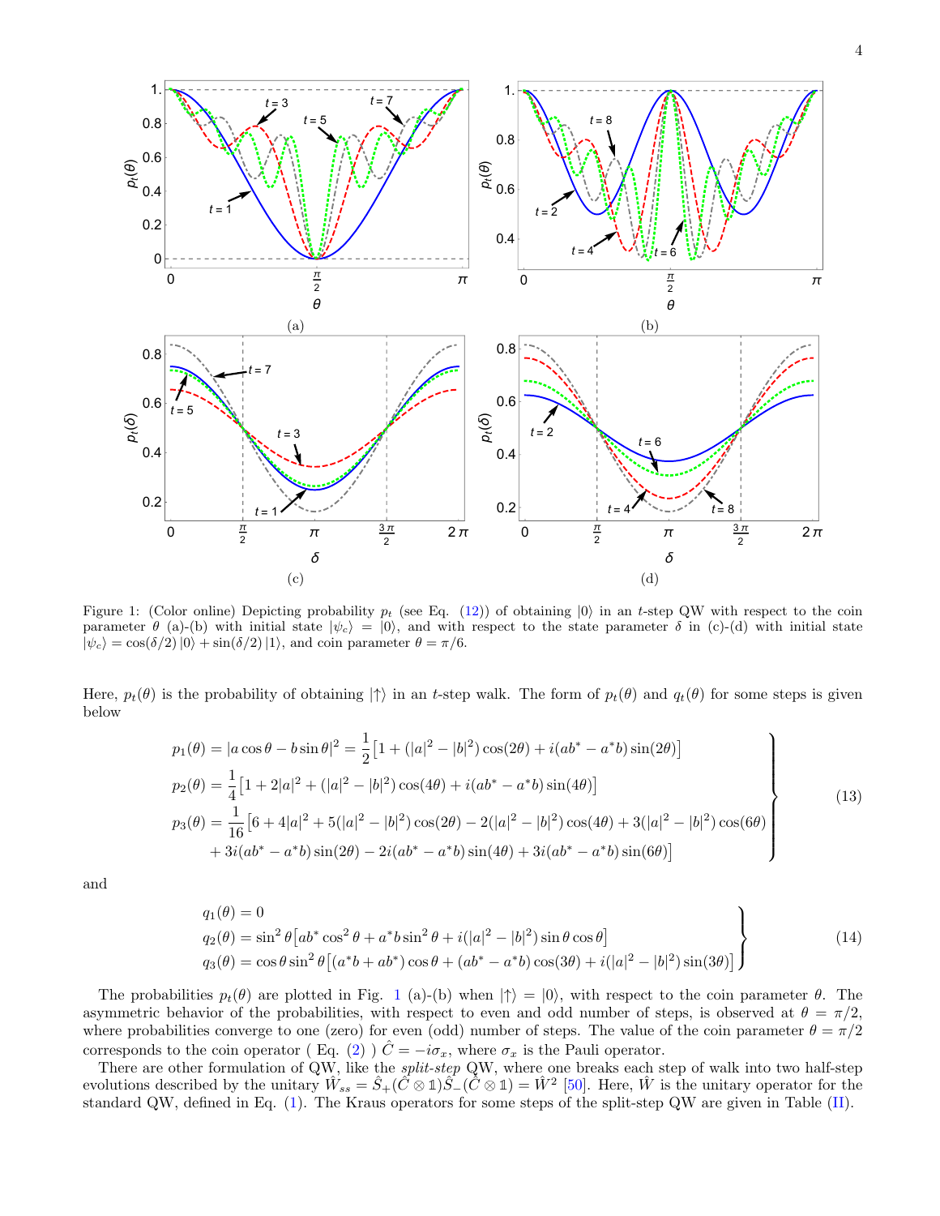Figure 1: (Color online) Depicting probability $p_t$ (see Eq. (12)) of obtaining $|0\rangle$ in an $t$-step QW with respect to the coin parameter $\theta$ (a)-(b) with initial state $|\psi_c\rangle = |0\rangle$, and with respect to the state parameter $\delta$ in (c)-(d) with initial state $|\psi_c\rangle = \cos(\delta/2)\,|0\rangle + \sin(\delta/2)\,|1\rangle$, and coin parameter $\theta = \pi/6$.

Here, $p_t(\theta)$ is the probability of obtaining $|\uparrow\rangle$ in an $t$-step walk. The form of $p_t(\theta)$ and $q_t(\theta)$ for some steps is given below

$$
\left.
\begin{aligned}
p_1(\theta) &= |a\cos\theta - b\sin\theta|^2 = \frac{1}{2}\big[1 + (|a|^2 - |b|^2)\cos(2\theta) + i(ab^* - a^*b)\sin(2\theta)\big] \\
p_2(\theta) &= \frac{1}{4}\big[1 + 2|a|^2 + (|a|^2 - |b|^2)\cos(4\theta) + i(ab^* - a^*b)\sin(4\theta)\big] \\
p_3(\theta) &= \frac{1}{16}\big[6 + 4|a|^2 + 5(|a|^2 - |b|^2)\cos(2\theta) - 2(|a|^2 - |b|^2)\cos(4\theta) + 3(|a|^2 - |b|^2)\cos(6\theta) \\
&\quad + 3i(ab^* - a^*b)\sin(2\theta) - 2i(ab^* - a^*b)\sin(4\theta) + 3i(ab^* - a^*b)\sin(6\theta)\big]
\end{aligned}
\right\} \tag{13}
$$

and

$$
\left.
\begin{aligned}
q_1(\theta) &= 0 \\
q_2(\theta) &= \sin^2\theta\big[ab^*\cos^2\theta + a^*b\sin^2\theta + i(|a|^2 - |b|^2)\sin\theta\cos\theta\big] \\
q_3(\theta) &= \cos\theta\sin^2\theta\big[(a^*b + ab^*)\cos\theta + (ab^* - a^*b)\cos(3\theta) + i(|a|^2 - |b|^2)\sin(3\theta)\big]
\end{aligned}
\right\} \tag{14}
$$

The probabilities $p_t(\theta)$ are plotted in Fig. 1 (a)-(b) when $|\uparrow\rangle = |0\rangle$, with respect to the coin parameter $\theta$. The asymmetric behavior of the probabilities, with respect to even and odd number of steps, is observed at $\theta = \pi/2$, where probabilities converge to one (zero) for even (odd) number of steps. The value of the coin parameter $\theta = \pi/2$ corresponds to the coin operator ( Eq. (2) ) $\hat{C} = -i\sigma_x$, where $\sigma_x$ is the Pauli operator.

There are other formulation of QW, like the *split-step* QW, where one breaks each step of walk into two half-step evolutions described by the unitary $\hat{W}_{ss} = \hat{S}_+(\hat{C}\otimes \mathbb{1})\hat{S}_-(\hat{C}\otimes \mathbb{1}) = \hat{W}^2$ [50]. Here, $\hat{W}$ is the unitary operator for the standard QW, defined in Eq. (1). The Kraus operators for some steps of the split-step QW are given in Table (II).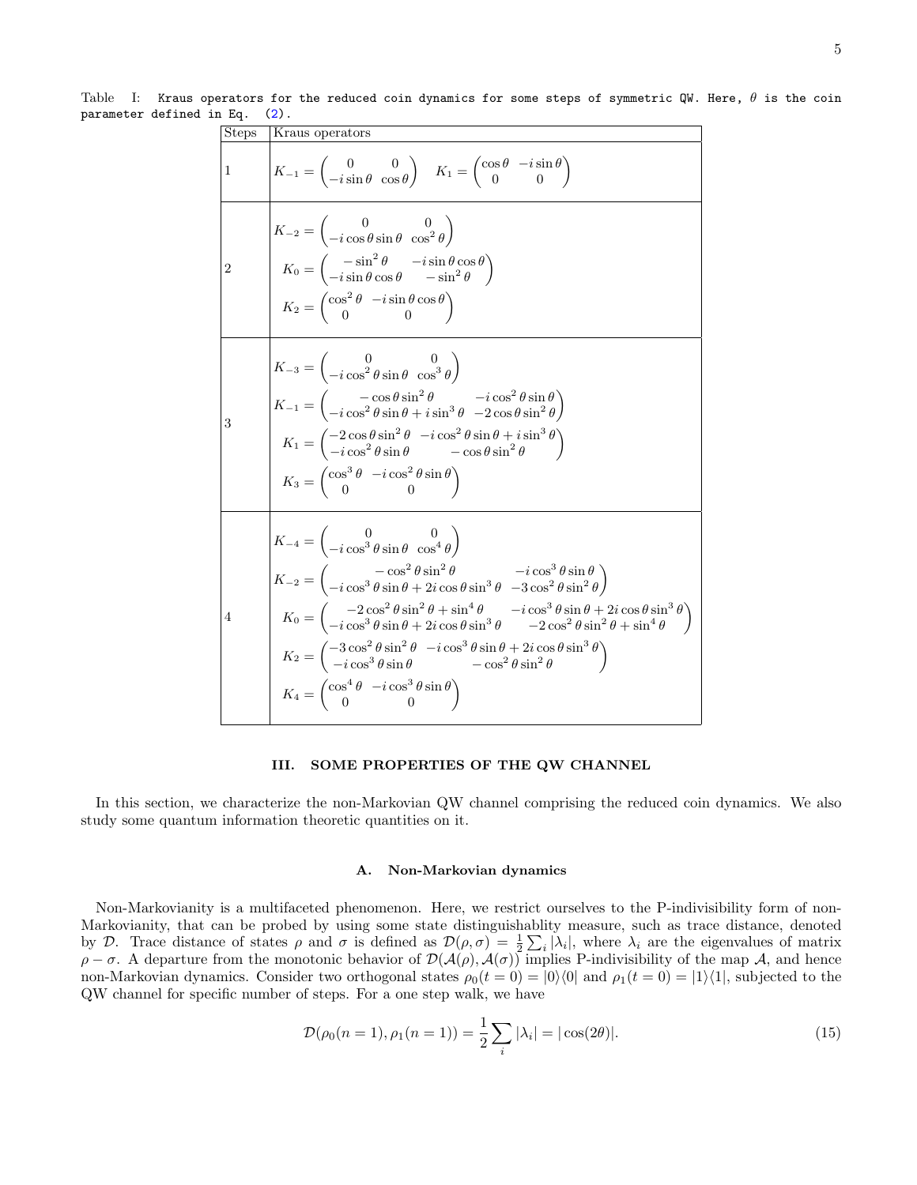Table I: Kraus operators for the reduced coin dynamics for some steps of symmetric QW. Here, $\theta$ is the coin parameter defined in Eq. (2).

| Steps | Kraus operators |
|---|---|
| 1 | $K_{-1} = \begin{pmatrix} 0 & 0 \\ -i\sin\theta & \cos\theta \end{pmatrix} \quad K_1 = \begin{pmatrix} \cos\theta & -i\sin\theta \\ 0 & 0 \end{pmatrix}$ |
| 2 | $K_{-2} = \begin{pmatrix} 0 & 0 \\ -i\cos\theta\sin\theta & \cos^2\theta \end{pmatrix}$ <br> $K_0 = \begin{pmatrix} -\sin^2\theta & -i\sin\theta\cos\theta \\ -i\sin\theta\cos\theta & -\sin^2\theta \end{pmatrix}$ <br> $K_2 = \begin{pmatrix} \cos^2\theta & -i\sin\theta\cos\theta \\ 0 & 0 \end{pmatrix}$ |
| 3 | $K_{-3} = \begin{pmatrix} 0 & 0 \\ -i\cos^2\theta\sin\theta & \cos^3\theta \end{pmatrix}$ <br> $K_{-1} = \begin{pmatrix} -\cos\theta\sin^2\theta & -i\cos^2\theta\sin\theta \\ -i\cos^2\theta\sin\theta + i\sin^3\theta & -2\cos\theta\sin^2\theta \end{pmatrix}$ <br> $K_1 = \begin{pmatrix} -2\cos\theta\sin^2\theta & -i\cos^2\theta\sin\theta + i\sin^3\theta \\ -i\cos^2\theta\sin\theta & -\cos\theta\sin^2\theta \end{pmatrix}$ <br> $K_3 = \begin{pmatrix} \cos^3\theta & -i\cos^2\theta\sin\theta \\ 0 & 0 \end{pmatrix}$ |
| 4 | $K_{-4} = \begin{pmatrix} 0 & 0 \\ -i\cos^3\theta\sin\theta & \cos^4\theta \end{pmatrix}$ <br> $K_{-2} = \begin{pmatrix} -\cos^2\theta\sin^2\theta & -i\cos^3\theta\sin\theta \\ -i\cos^3\theta\sin\theta + 2i\cos\theta\sin^3\theta & -3\cos^2\theta\sin^2\theta \end{pmatrix}$ <br> $K_0 = \begin{pmatrix} -2\cos^2\theta\sin^2\theta + \sin^4\theta & -i\cos^3\theta\sin\theta + 2i\cos\theta\sin^3\theta \\ -i\cos^3\theta\sin\theta + 2i\cos\theta\sin^3\theta & -2\cos^2\theta\sin^2\theta + \sin^4\theta \end{pmatrix}$ <br> $K_2 = \begin{pmatrix} -3\cos^2\theta\sin^2\theta & -i\cos^3\theta\sin\theta + 2i\cos\theta\sin^3\theta \\ -i\cos^3\theta\sin\theta & -\cos^2\theta\sin^2\theta \end{pmatrix}$ <br> $K_4 = \begin{pmatrix} \cos^4\theta & -i\cos^3\theta\sin\theta \\ 0 & 0 \end{pmatrix}$ |

## III. SOME PROPERTIES OF THE QW CHANNEL

In this section, we characterize the non-Markovian QW channel comprising the reduced coin dynamics. We also study some quantum information theoretic quantities on it.

### A. Non-Markovian dynamics

Non-Markovianity is a multifaceted phenomenon. Here, we restrict ourselves to the P-indivisibility form of non-Markovianity, that can be probed by using some state distinguishablity measure, such as trace distance, denoted by $\mathcal{D}$. Trace distance of states $\rho$ and $\sigma$ is defined as $\mathcal{D}(\rho,\sigma) = \frac{1}{2}\sum_i |\lambda_i|$, where $\lambda_i$ are the eigenvalues of matrix $\rho - \sigma$. A departure from the monotonic behavior of $\mathcal{D}(\mathcal{A}(\rho), \mathcal{A}(\sigma))$ implies P-indivisibility of the map $\mathcal{A}$, and hence non-Markovian dynamics. Consider two orthogonal states $\rho_0(t=0) = |0\rangle\langle 0|$ and $\rho_1(t=0) = |1\rangle\langle 1|$, subjected to the QW channel for specific number of steps. For a one step walk, we have

$$\mathcal{D}(\rho_0(n=1), \rho_1(n=1)) = \frac{1}{2}\sum_i |\lambda_i| = |\cos(2\theta)|. \tag{15}$$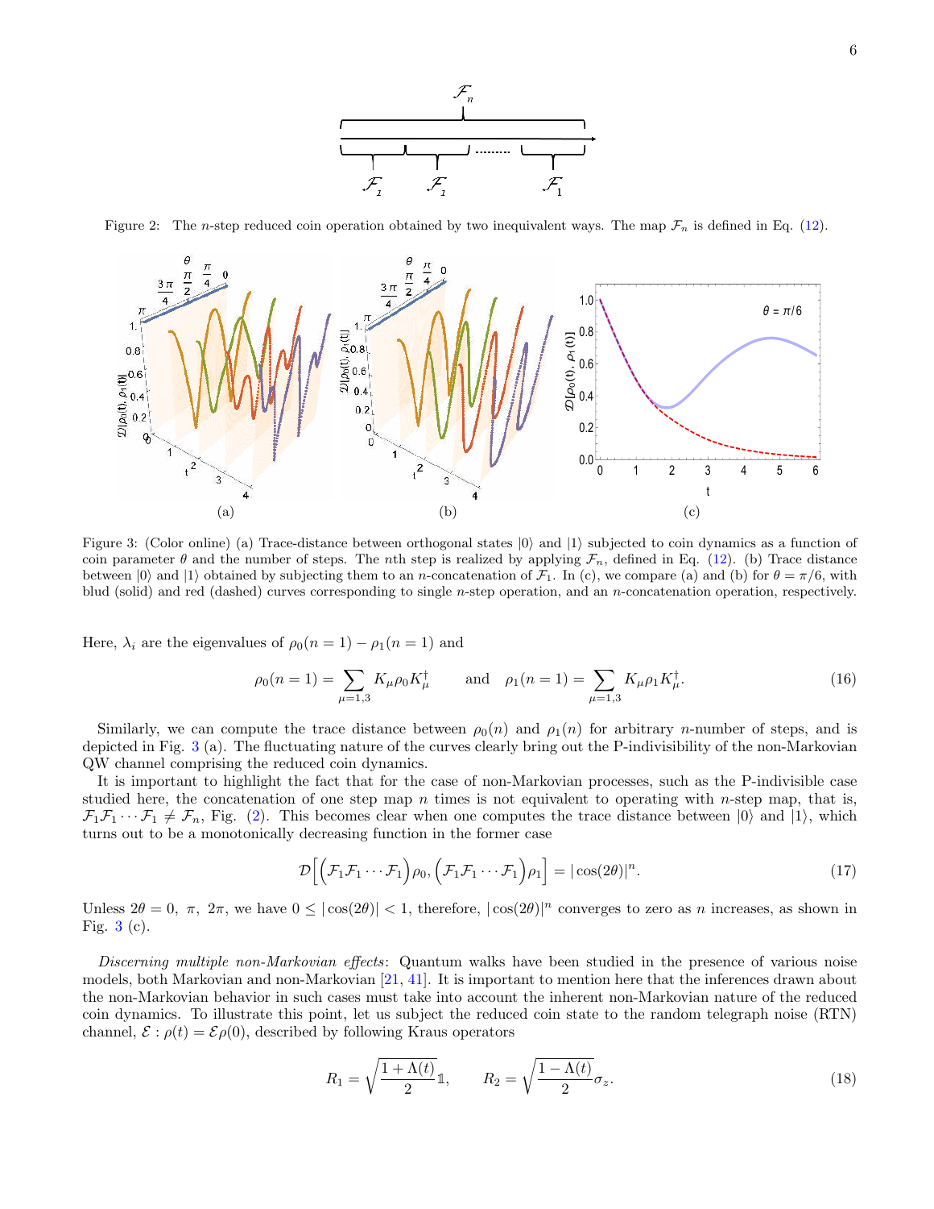Figure 2: The $n$-step reduced coin operation obtained by two inequivalent ways. The map $\mathcal{F}_n$ is defined in Eq. (12).

Figure 3: (Color online) (a) Trace-distance between orthogonal states $|0\rangle$ and $|1\rangle$ subjected to coin dynamics as a function of coin parameter $\theta$ and the number of steps. The $n$th step is realized by applying $\mathcal{F}_n$, defined in Eq. (12). (b) Trace distance between $|0\rangle$ and $|1\rangle$ obtained by subjecting them to an $n$-concatenation of $\mathcal{F}_1$. In (c), we compare (a) and (b) for $\theta = \pi/6$, with blud (solid) and red (dashed) curves corresponding to single $n$-step operation, and an $n$-concatenation operation, respectively.

Here, $\lambda_i$ are the eigenvalues of $\rho_0(n=1) - \rho_1(n=1)$ and

$$\rho_0(n=1) = \sum_{\mu=1,3} K_\mu \rho_0 K_\mu^\dagger \qquad \text{and} \quad \rho_1(n=1) = \sum_{\mu=1,3} K_\mu \rho_1 K_\mu^\dagger. \tag{16}$$

Similarly, we can compute the trace distance between $\rho_0(n)$ and $\rho_1(n)$ for arbitrary $n$-number of steps, and is depicted in Fig. 3 (a). The fluctuating nature of the curves clearly bring out the P-indivisibility of the non-Markovian QW channel comprising the reduced coin dynamics.

It is important to highlight the fact that for the case of non-Markovian processes, such as the P-indivisible case studied here, the concatenation of one step map $n$ times is not equivalent to operating with $n$-step map, that is, $\mathcal{F}_1\mathcal{F}_1 \cdots \mathcal{F}_1 \neq \mathcal{F}_n$, Fig. (2). This becomes clear when one computes the trace distance between $|0\rangle$ and $|1\rangle$, which turns out to be a monotonically decreasing function in the former case

$$\mathcal{D}\Big[\Big(\mathcal{F}_1\mathcal{F}_1 \cdots \mathcal{F}_1\Big)\rho_0, \Big(\mathcal{F}_1\mathcal{F}_1 \cdots \mathcal{F}_1\Big)\rho_1\Big] = |\cos(2\theta)|^n. \tag{17}$$

Unless $2\theta = 0,\ \pi,\ 2\pi$, we have $0 \leq |\cos(2\theta)| < 1$, therefore, $|\cos(2\theta)|^n$ converges to zero as $n$ increases, as shown in Fig. 3 (c).

*Discerning multiple non-Markovian effects*: Quantum walks have been studied in the presence of various noise models, both Markovian and non-Markovian [21, 41]. It is important to mention here that the inferences drawn about the non-Markovian behavior in such cases must take into account the inherent non-Markovian nature of the reduced coin dynamics. To illustrate this point, let us subject the reduced coin state to the random telegraph noise (RTN) channel, $\mathcal{E} : \rho(t) = \mathcal{E}\rho(0)$, described by following Kraus operators

$$R_1 = \sqrt{\frac{1+\Lambda(t)}{2}}\mathbb{1}, \qquad R_2 = \sqrt{\frac{1-\Lambda(t)}{2}}\sigma_z. \tag{18}$$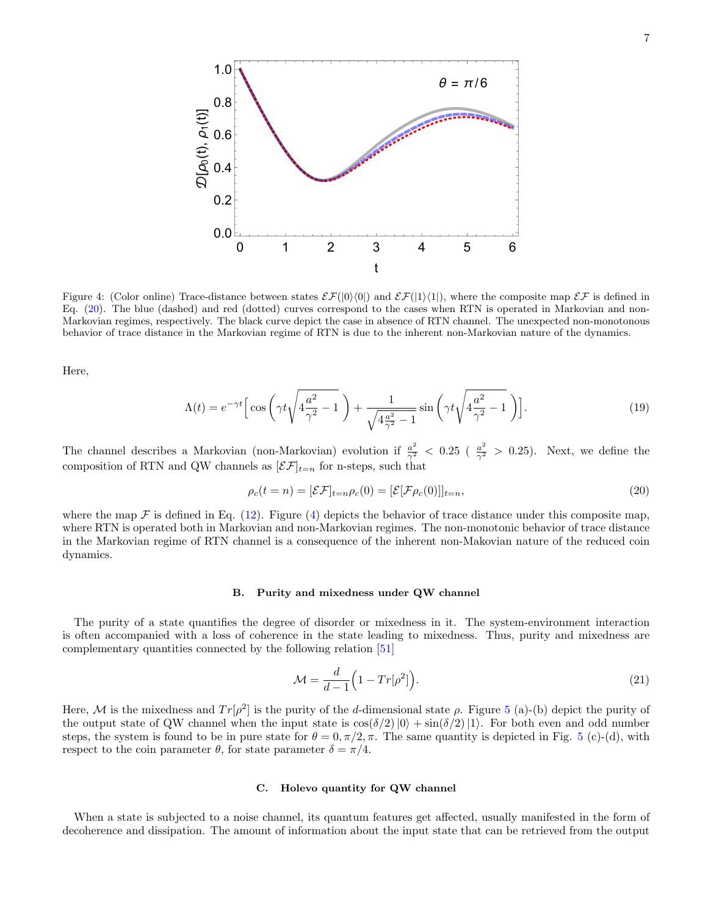Figure 4: (Color online) Trace-distance between states $\mathcal{EF}(|0\rangle\langle 0|)$ and $\mathcal{EF}(|1\rangle\langle 1|)$, where the composite map $\mathcal{EF}$ is defined in Eq. (20). The blue (dashed) and red (dotted) curves correspond to the cases when RTN is operated in Markovian and non-Markovian regimes, respectively. The black curve depict the case in absence of RTN channel. The unexpected non-monotonous behavior of trace distance in the Markovian regime of RTN is due to the inherent non-Markovian nature of the dynamics.

Here,

$$\Lambda(t) = e^{-\gamma t}\Big[\cos\left(\gamma t\sqrt{4\frac{a^2}{\gamma^2}-1}\right) + \frac{1}{\sqrt{4\frac{a^2}{\gamma^2}-1}}\sin\left(\gamma t\sqrt{4\frac{a^2}{\gamma^2}-1}\right)\Big]. \tag{19}$$

The channel describes a Markovian (non-Markovian) evolution if $\frac{a^2}{\gamma^2} < 0.25$ ( $\frac{a^2}{\gamma^2} > 0.25$). Next, we define the composition of RTN and QW channels as $[\mathcal{EF}]_{t=n}$ for n-steps, such that

$$\rho_c(t=n) = [\mathcal{EF}]_{t=n}\rho_c(0) = [\mathcal{E}[\mathcal{F}\rho_c(0)]]_{t=n}, \tag{20}$$

where the map $\mathcal{F}$ is defined in Eq. (12). Figure (4) depicts the behavior of trace distance under this composite map, where RTN is operated both in Markovian and non-Markovian regimes. The non-monotonic behavior of trace distance in the Markovian regime of RTN channel is a consequence of the inherent non-Makovian nature of the reduced coin dynamics.

### B. Purity and mixedness under QW channel

The purity of a state quantifies the degree of disorder or mixedness in it. The system-environment interaction is often accompanied with a loss of coherence in the state leading to mixedness. Thus, purity and mixedness are complementary quantities connected by the following relation [51]

$$\mathcal{M} = \frac{d}{d-1}\Big(1 - Tr[\rho^2]\Big). \tag{21}$$

Here, $\mathcal{M}$ is the mixedness and $Tr[\rho^2]$ is the purity of the $d$-dimensional state $\rho$. Figure 5 (a)-(b) depict the purity of the output state of QW channel when the input state is $\cos(\delta/2)|0\rangle + \sin(\delta/2)|1\rangle$. For both even and odd number steps, the system is found to be in pure state for $\theta = 0, \pi/2, \pi$. The same quantity is depicted in Fig. 5 (c)-(d), with respect to the coin parameter $\theta$, for state parameter $\delta = \pi/4$.

### C. Holevo quantity for QW channel

When a state is subjected to a noise channel, its quantum features get affected, usually manifested in the form of decoherence and dissipation. The amount of information about the input state that can be retrieved from the output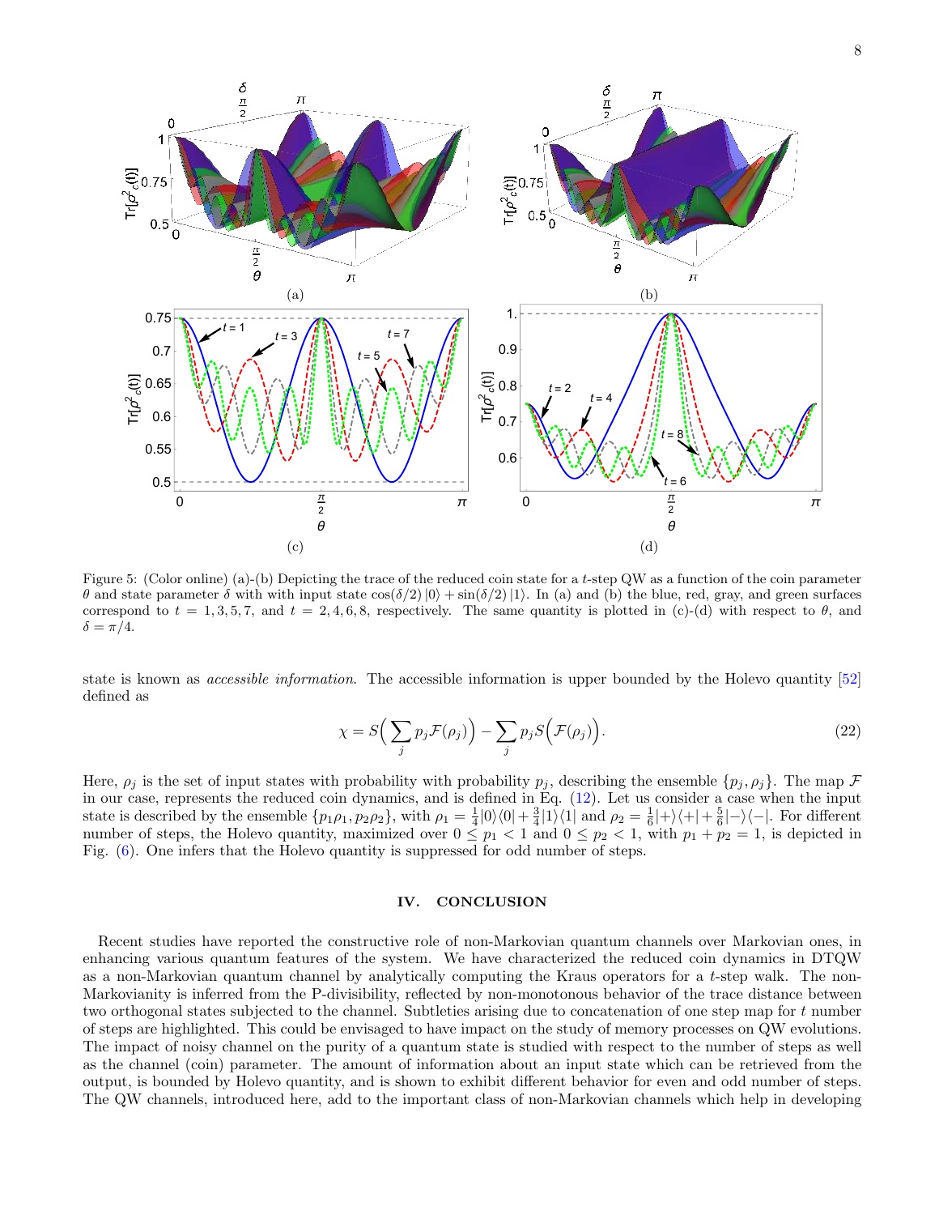Figure 5: (Color online) (a)-(b) Depicting the trace of the reduced coin state for a $t$-step QW as a function of the coin parameter $\theta$ and state parameter $\delta$ with with input state $\cos(\delta/2)|0\rangle + \sin(\delta/2)|1\rangle$. In (a) and (b) the blue, red, gray, and green surfaces correspond to $t = 1, 3, 5, 7$, and $t = 2, 4, 6, 8$, respectively. The same quantity is plotted in (c)-(d) with respect to $\theta$, and $\delta = \pi/4$.

state is known as *accessible information*. The accessible information is upper bounded by the Holevo quantity [52] defined as

$$\chi = S\Big(\sum_j p_j \mathcal{F}(\rho_j)\Big) - \sum_j p_j S\Big(\mathcal{F}(\rho_j)\Big). \tag{22}$$

Here, $\rho_j$ is the set of input states with probability with probability $p_j$, describing the ensemble $\{p_j, \rho_j\}$. The map $\mathcal{F}$ in our case, represents the reduced coin dynamics, and is defined in Eq. (12). Let us consider a case when the input state is described by the ensemble $\{p_1\rho_1, p_2\rho_2\}$, with $\rho_1 = \frac{1}{4}|0\rangle\langle 0| + \frac{3}{4}|1\rangle\langle 1|$ and $\rho_2 = \frac{1}{6}|+\rangle\langle +| + \frac{5}{6}|-\rangle\langle -|$. For different number of steps, the Holevo quantity, maximized over $0 \leq p_1 < 1$ and $0 \leq p_2 < 1$, with $p_1 + p_2 = 1$, is depicted in Fig. (6). One infers that the Holevo quantity is suppressed for odd number of steps.

## IV. CONCLUSION

Recent studies have reported the constructive role of non-Markovian quantum channels over Markovian ones, in enhancing various quantum features of the system. We have characterized the reduced coin dynamics in DTQW as a non-Markovian quantum channel by analytically computing the Kraus operators for a $t$-step walk. The non-Markovianity is inferred from the P-divisibility, reflected by non-monotonous behavior of the trace distance between two orthogonal states subjected to the channel. Subtleties arising due to concatenation of one step map for $t$ number of steps are highlighted. This could be envisaged to have impact on the study of memory processes on QW evolutions. The impact of noisy channel on the purity of a quantum state is studied with respect to the number of steps as well as the channel (coin) parameter. The amount of information about an input state which can be retrieved from the output, is bounded by Holevo quantity, and is shown to exhibit different behavior for even and odd number of steps. The QW channels, introduced here, add to the important class of non-Markovian channels which help in developing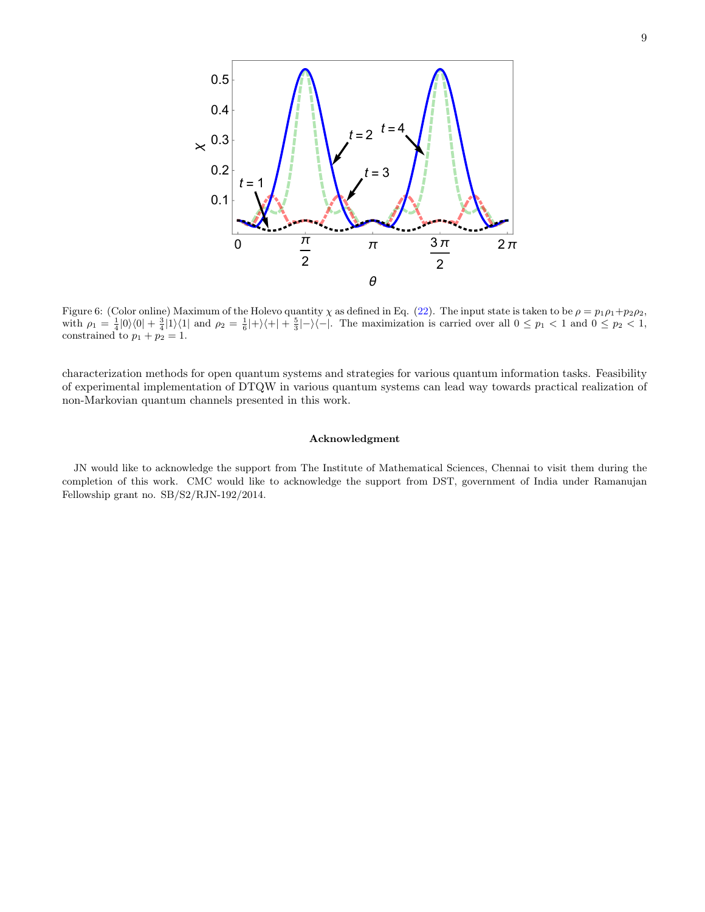Figure 6: (Color online) Maximum of the Holevo quantity $\chi$ as defined in Eq. (22). The input state is taken to be $\rho = p_1\rho_1 + p_2\rho_2$, with $\rho_1 = \frac{1}{4}|0\rangle\langle 0| + \frac{3}{4}|1\rangle\langle 1|$ and $\rho_2 = \frac{1}{6}|+\rangle\langle +| + \frac{5}{3}|-\rangle\langle -|$. The maximization is carried over all $0 \le p_1 < 1$ and $0 \le p_2 < 1$, constrained to $p_1 + p_2 = 1$.

characterization methods for open quantum systems and strategies for various quantum information tasks. Feasibility of experimental implementation of DTQW in various quantum systems can lead way towards practical realization of non-Markovian quantum channels presented in this work.

### Acknowledgment

JN would like to acknowledge the support from The Institute of Mathematical Sciences, Chennai to visit them during the completion of this work. CMC would like to acknowledge the support from DST, government of India under Ramanujan Fellowship grant no. SB/S2/RJN-192/2014.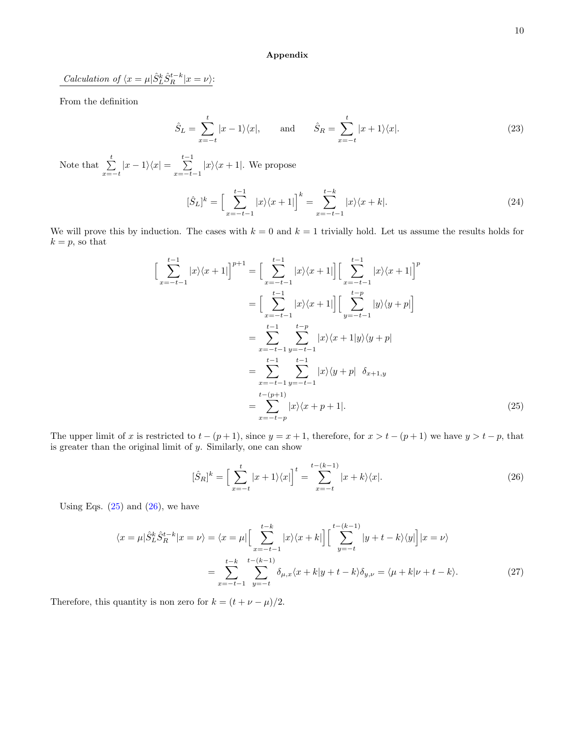## Appendix

*Calculation of* $\langle x=\mu|\hat{S}_L^k \hat{S}_R^{t-k}|x=\nu\rangle$:

From the definition

$$\hat{S}_L = \sum_{x=-t}^{t} |x-1\rangle\langle x|, \qquad \text{and} \qquad \hat{S}_R = \sum_{x=-t}^{t} |x+1\rangle\langle x|. \tag{23}$$

Note that $\sum_{x=-t}^{t} |x-1\rangle\langle x| = \sum_{x=-t-1}^{t-1} |x\rangle\langle x+1|$. We propose

$$[\hat{S}_L]^k = \Big[ \sum_{x=-t-1}^{t-1} |x\rangle\langle x+1| \Big]^k = \sum_{x=-t-1}^{t-k} |x\rangle\langle x+k|. \tag{24}$$

We will prove this by induction. The cases with $k=0$ and $k=1$ trivially hold. Let us assume the results holds for $k=p$, so that

$$\begin{aligned}
\Big[ \sum_{x=-t-1}^{t-1} |x\rangle\langle x+1| \Big]^{p+1} &= \Big[ \sum_{x=-t-1}^{t-1} |x\rangle\langle x+1| \Big] \Big[ \sum_{x=-t-1}^{t-1} |x\rangle\langle x+1| \Big]^p \\
&= \Big[ \sum_{x=-t-1}^{t-1} |x\rangle\langle x+1| \Big] \Big[ \sum_{y=-t-1}^{t-p} |y\rangle\langle y+p| \Big] \\
&= \sum_{x=-t-1}^{t-1} \sum_{y=-t-1}^{t-p} |x\rangle\langle x+1|y\rangle\langle y+p| \\
&= \sum_{x=-t-1}^{t-1} \sum_{y=-t-1}^{t-1} |x\rangle\langle y+p| \;\; \delta_{x+1,y} \\
&= \sum_{x=-t-p}^{t-(p+1)} |x\rangle\langle x+p+1|.
\end{aligned} \tag{25}$$

The upper limit of $x$ is restricted to $t-(p+1)$, since $y=x+1$, therefore, for $x>t-(p+1)$ we have $y>t-p$, that is greater than the original limit of $y$. Similarly, one can show

$$[\hat{S}_R]^k = \Big[ \sum_{x=-t}^{t} |x+1\rangle\langle x| \Big]^t = \sum_{x=-t}^{t-(k-1)} |x+k\rangle\langle x|. \tag{26}$$

Using Eqs. (25) and (26), we have

$$\begin{aligned}
\langle x=\mu|\hat{S}_L^k \hat{S}_R^{t-k}|x=\nu\rangle &= \langle x=\mu| \Big[ \sum_{x=-t-1}^{t-k} |x\rangle\langle x+k| \Big] \Big[ \sum_{y=-t}^{t-(k-1)} |y+t-k\rangle\langle y| \Big] |x=\nu\rangle \\
&= \sum_{x=-t-1}^{t-k} \sum_{y=-t}^{t-(k-1)} \delta_{\mu,x} \langle x+k|y+t-k\rangle \delta_{y,\nu} = \langle \mu+k|\nu+t-k\rangle.
\end{aligned} \tag{27}$$

Therefore, this quantity is non zero for $k=(t+\nu-\mu)/2$.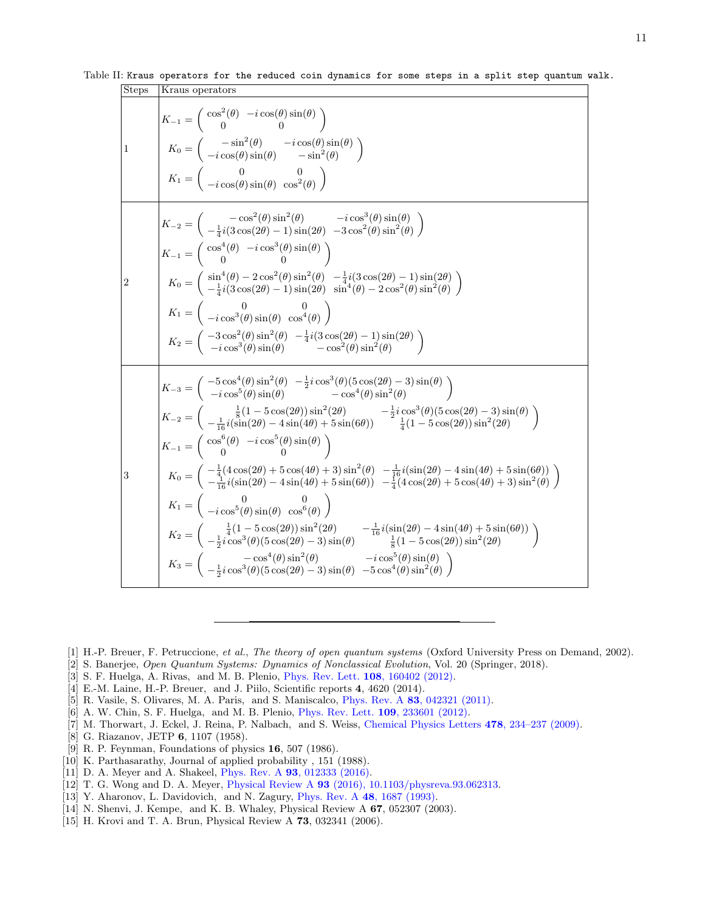Table II: `Kraus operators for the reduced coin dynamics for some steps in a split step quantum walk.`

| Steps | Kraus operators |
|---|---|
| 1 | $K_{-1} = \begin{pmatrix} \cos^2(\theta) & -i\cos(\theta)\sin(\theta) \\ 0 & 0 \end{pmatrix}$ <br> $K_0 = \begin{pmatrix} -\sin^2(\theta) & -i\cos(\theta)\sin(\theta) \\ -i\cos(\theta)\sin(\theta) & -\sin^2(\theta) \end{pmatrix}$ <br> $K_1 = \begin{pmatrix} 0 & 0 \\ -i\cos(\theta)\sin(\theta) & \cos^2(\theta) \end{pmatrix}$ |
| 2 | $K_{-2} = \begin{pmatrix} -\cos^2(\theta)\sin^2(\theta) & -i\cos^3(\theta)\sin(\theta) \\ -\frac{1}{4}i(3\cos(2\theta)-1)\sin(2\theta) & -3\cos^2(\theta)\sin^2(\theta) \end{pmatrix}$ <br> $K_{-1} = \begin{pmatrix} \cos^4(\theta) & -i\cos^3(\theta)\sin(\theta) \\ 0 & 0 \end{pmatrix}$ <br> $K_0 = \begin{pmatrix} \sin^4(\theta)-2\cos^2(\theta)\sin^2(\theta) & -\frac{1}{4}i(3\cos(2\theta)-1)\sin(2\theta) \\ -\frac{1}{4}i(3\cos(2\theta)-1)\sin(2\theta) & \sin^4(\theta)-2\cos^2(\theta)\sin^2(\theta) \end{pmatrix}$ <br> $K_1 = \begin{pmatrix} 0 & 0 \\ -i\cos^3(\theta)\sin(\theta) & \cos^4(\theta) \end{pmatrix}$ <br> $K_2 = \begin{pmatrix} -3\cos^2(\theta)\sin^2(\theta) & -\frac{1}{4}i(3\cos(2\theta)-1)\sin(2\theta) \\ -i\cos^3(\theta)\sin(\theta) & -\cos^2(\theta)\sin^2(\theta) \end{pmatrix}$ |
| 3 | $K_{-3} = \begin{pmatrix} -5\cos^4(\theta)\sin^2(\theta) & -\frac{1}{2}i\cos^3(\theta)(5\cos(2\theta)-3)\sin(\theta) \\ -i\cos^5(\theta)\sin(\theta) & -\cos^4(\theta)\sin^2(\theta) \end{pmatrix}$ <br> $K_{-2} = \begin{pmatrix} \frac{1}{8}(1-5\cos(2\theta))\sin^2(2\theta) & -\frac{1}{2}i\cos^3(\theta)(5\cos(2\theta)-3)\sin(\theta) \\ -\frac{1}{16}i(\sin(2\theta)-4\sin(4\theta)+5\sin(6\theta)) & \frac{1}{4}(1-5\cos(2\theta))\sin^2(2\theta) \end{pmatrix}$ <br> $K_{-1} = \begin{pmatrix} \cos^6(\theta) & -i\cos^5(\theta)\sin(\theta) \\ 0 & 0 \end{pmatrix}$ <br> $K_0 = \begin{pmatrix} -\frac{1}{4}(4\cos(2\theta)+5\cos(4\theta)+3)\sin^2(\theta) & -\frac{1}{16}i(\sin(2\theta)-4\sin(4\theta)+5\sin(6\theta)) \\ -\frac{1}{16}i(\sin(2\theta)-4\sin(4\theta)+5\sin(6\theta)) & -\frac{1}{4}(4\cos(2\theta)+5\cos(4\theta)+3)\sin^2(\theta) \end{pmatrix}$ <br> $K_1 = \begin{pmatrix} 0 & 0 \\ -i\cos^5(\theta)\sin(\theta) & \cos^6(\theta) \end{pmatrix}$ <br> $K_2 = \begin{pmatrix} \frac{1}{4}(1-5\cos(2\theta))\sin^2(2\theta) & -\frac{1}{16}i(\sin(2\theta)-4\sin(4\theta)+5\sin(6\theta)) \\ -\frac{1}{2}i\cos^3(\theta)(5\cos(2\theta)-3)\sin(\theta) & \frac{1}{8}(1-5\cos(2\theta))\sin^2(2\theta) \end{pmatrix}$ <br> $K_3 = \begin{pmatrix} -\cos^4(\theta)\sin^2(\theta) & -i\cos^5(\theta)\sin(\theta) \\ -\frac{1}{2}i\cos^3(\theta)(5\cos(2\theta)-3)\sin(\theta) & -5\cos^4(\theta)\sin^2(\theta) \end{pmatrix}$ |

---

[1] H.-P. Breuer, F. Petruccione, *et al.*, *The theory of open quantum systems* (Oxford University Press on Demand, 2002).
[2] S. Banerjee, *Open Quantum Systems: Dynamics of Nonclassical Evolution*, Vol. 20 (Springer, 2018).
[3] S. F. Huelga, A. Rivas, and M. B. Plenio, Phys. Rev. Lett. **108**, 160402 (2012).
[4] E.-M. Laine, H.-P. Breuer, and J. Piilo, Scientific reports **4**, 4620 (2014).
[5] R. Vasile, S. Olivares, M. A. Paris, and S. Maniscalco, Phys. Rev. A **83**, 042321 (2011).
[6] A. W. Chin, S. F. Huelga, and M. B. Plenio, Phys. Rev. Lett. **109**, 233601 (2012).
[7] M. Thorwart, J. Eckel, J. Reina, P. Nalbach, and S. Weiss, Chemical Physics Letters **478**, 234–237 (2009).
[8] G. Riazanov, JETP **6**, 1107 (1958).
[9] R. P. Feynman, Foundations of physics **16**, 507 (1986).
[10] K. Parthasarathy, Journal of applied probability , 151 (1988).
[11] D. A. Meyer and A. Shakeel, Phys. Rev. A **93**, 012333 (2016).
[12] T. G. Wong and D. A. Meyer, Physical Review A **93** (2016), 10.1103/physreva.93.062313.
[13] Y. Aharonov, L. Davidovich, and N. Zagury, Phys. Rev. A **48**, 1687 (1993).
[14] N. Shenvi, J. Kempe, and K. B. Whaley, Physical Review A **67**, 052307 (2003).
[15] H. Krovi and T. A. Brun, Physical Review A **73**, 032341 (2006).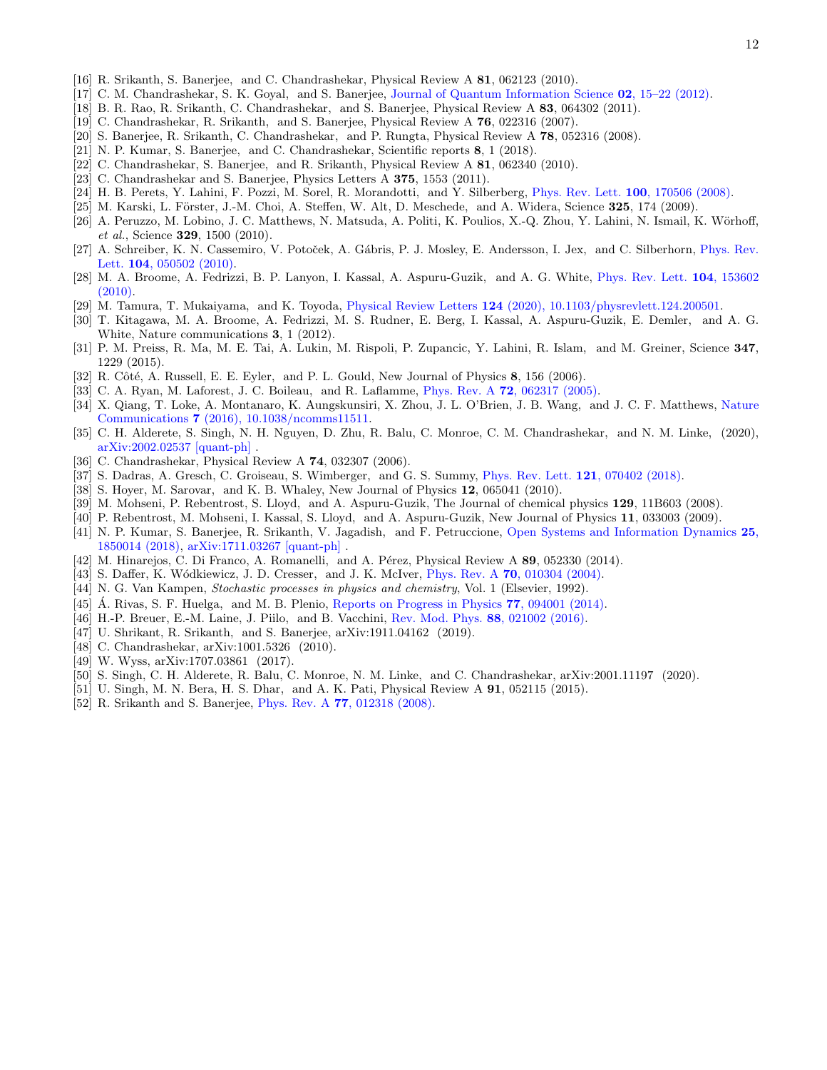[16] R. Srikanth, S. Banerjee, and C. Chandrashekar, Physical Review A **81**, 062123 (2010).
[17] C. M. Chandrashekar, S. K. Goyal, and S. Banerjee, Journal of Quantum Information Science **02**, 15–22 (2012).
[18] B. R. Rao, R. Srikanth, C. Chandrashekar, and S. Banerjee, Physical Review A **83**, 064302 (2011).
[19] C. Chandrashekar, R. Srikanth, and S. Banerjee, Physical Review A **76**, 022316 (2007).
[20] S. Banerjee, R. Srikanth, C. Chandrashekar, and P. Rungta, Physical Review A **78**, 052316 (2008).
[21] N. P. Kumar, S. Banerjee, and C. Chandrashekar, Scientific reports **8**, 1 (2018).
[22] C. Chandrashekar, S. Banerjee, and R. Srikanth, Physical Review A **81**, 062340 (2010).
[23] C. Chandrashekar and S. Banerjee, Physics Letters A **375**, 1553 (2011).
[24] H. B. Perets, Y. Lahini, F. Pozzi, M. Sorel, R. Morandotti, and Y. Silberberg, Phys. Rev. Lett. **100**, 170506 (2008).
[25] M. Karski, L. Förster, J.-M. Choi, A. Steffen, W. Alt, D. Meschede, and A. Widera, Science **325**, 174 (2009).
[26] A. Peruzzo, M. Lobino, J. C. Matthews, N. Matsuda, A. Politi, K. Poulios, X.-Q. Zhou, Y. Lahini, N. Ismail, K. Wörhoff, *et al.*, Science **329**, 1500 (2010).
[27] A. Schreiber, K. N. Cassemiro, V. Potoček, A. Gábris, P. J. Mosley, E. Andersson, I. Jex, and C. Silberhorn, Phys. Rev. Lett. **104**, 050502 (2010).
[28] M. A. Broome, A. Fedrizzi, B. P. Lanyon, I. Kassal, A. Aspuru-Guzik, and A. G. White, Phys. Rev. Lett. **104**, 153602 (2010).
[29] M. Tamura, T. Mukaiyama, and K. Toyoda, Physical Review Letters **124** (2020), 10.1103/physrevlett.124.200501.
[30] T. Kitagawa, M. A. Broome, A. Fedrizzi, M. S. Rudner, E. Berg, I. Kassal, A. Aspuru-Guzik, E. Demler, and A. G. White, Nature communications **3**, 1 (2012).
[31] P. M. Preiss, R. Ma, M. E. Tai, A. Lukin, M. Rispoli, P. Zupancic, Y. Lahini, R. Islam, and M. Greiner, Science **347**, 1229 (2015).
[32] R. Côté, A. Russell, E. E. Eyler, and P. L. Gould, New Journal of Physics **8**, 156 (2006).
[33] C. A. Ryan, M. Laforest, J. C. Boileau, and R. Laflamme, Phys. Rev. A **72**, 062317 (2005).
[34] X. Qiang, T. Loke, A. Montanaro, K. Aungskunsiri, X. Zhou, J. L. O'Brien, J. B. Wang, and J. C. F. Matthews, Nature Communications **7** (2016), 10.1038/ncomms11511.
[35] C. H. Alderete, S. Singh, N. H. Nguyen, D. Zhu, R. Balu, C. Monroe, C. M. Chandrashekar, and N. M. Linke, (2020), arXiv:2002.02537 [quant-ph] .
[36] C. Chandrashekar, Physical Review A **74**, 032307 (2006).
[37] S. Dadras, A. Gresch, C. Groiseau, S. Wimberger, and G. S. Summy, Phys. Rev. Lett. **121**, 070402 (2018).
[38] S. Hoyer, M. Sarovar, and K. B. Whaley, New Journal of Physics **12**, 065041 (2010).
[39] M. Mohseni, P. Rebentrost, S. Lloyd, and A. Aspuru-Guzik, The Journal of chemical physics **129**, 11B603 (2008).
[40] P. Rebentrost, M. Mohseni, I. Kassal, S. Lloyd, and A. Aspuru-Guzik, New Journal of Physics **11**, 033003 (2009).
[41] N. P. Kumar, S. Banerjee, R. Srikanth, V. Jagadish, and F. Petruccione, Open Systems and Information Dynamics **25**, 1850014 (2018), arXiv:1711.03267 [quant-ph] .
[42] M. Hinarejos, C. Di Franco, A. Romanelli, and A. Pérez, Physical Review A **89**, 052330 (2014).
[43] S. Daffer, K. Wódkiewicz, J. D. Cresser, and J. K. McIver, Phys. Rev. A **70**, 010304 (2004).
[44] N. G. Van Kampen, *Stochastic processes in physics and chemistry*, Vol. 1 (Elsevier, 1992).
[45] Á. Rivas, S. F. Huelga, and M. B. Plenio, Reports on Progress in Physics **77**, 094001 (2014).
[46] H.-P. Breuer, E.-M. Laine, J. Piilo, and B. Vacchini, Rev. Mod. Phys. **88**, 021002 (2016).
[47] U. Shrikant, R. Srikanth, and S. Banerjee, arXiv:1911.04162 (2019).
[48] C. Chandrashekar, arXiv:1001.5326 (2010).
[49] W. Wyss, arXiv:1707.03861 (2017).
[50] S. Singh, C. H. Alderete, R. Balu, C. Monroe, N. M. Linke, and C. Chandrashekar, arXiv:2001.11197 (2020).
[51] U. Singh, M. N. Bera, H. S. Dhar, and A. K. Pati, Physical Review A **91**, 052115 (2015).
[52] R. Srikanth and S. Banerjee, Phys. Rev. A **77**, 012318 (2008).